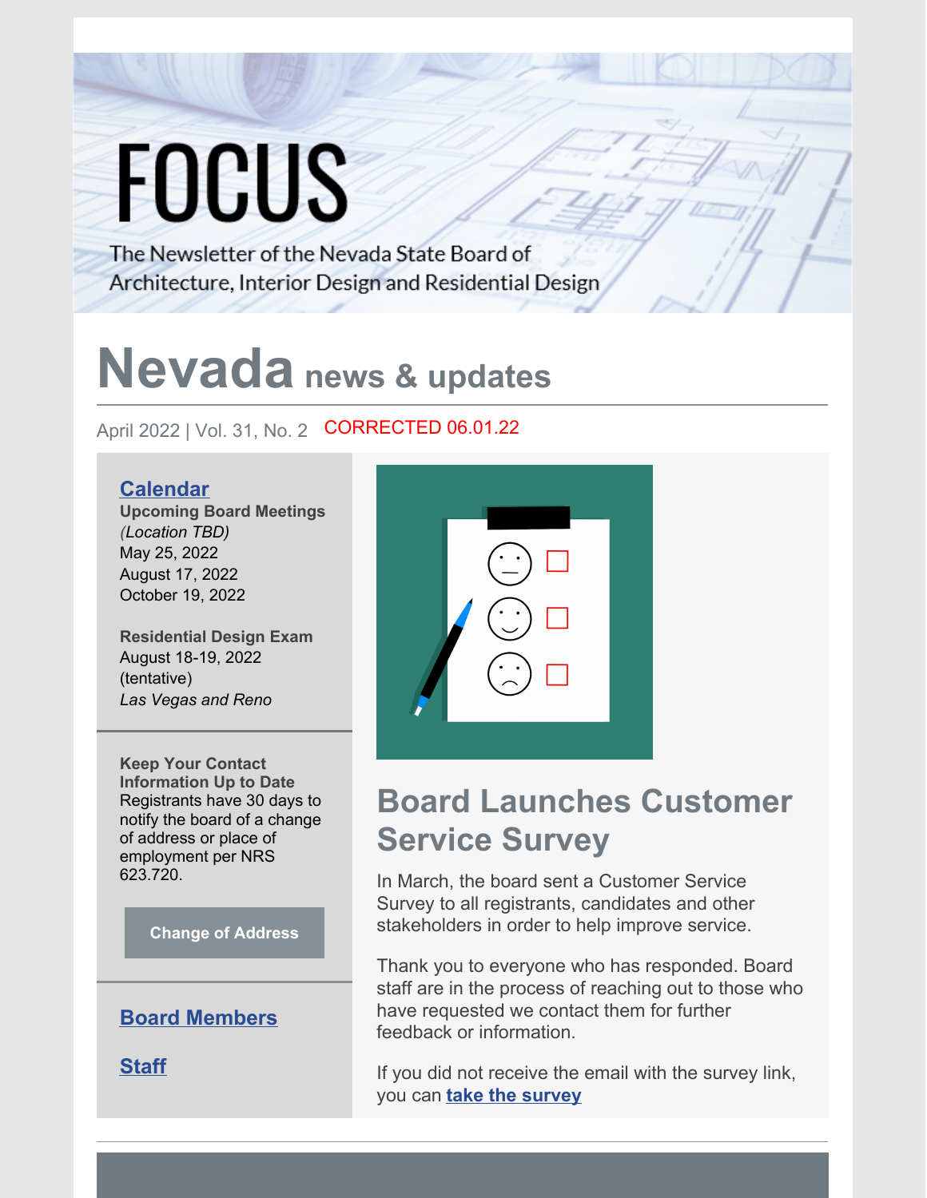# FOCUS

The Newsletter of the Nevada State Board of Architecture, Interior Design and Residential Design

## Nevada news & updates

April 2022 | Vol. 31, No. 2 CORRECTED 06.01.22

### Calendar

**Upcoming Board Meetings**
*(Location TBD)*
May 25, 2022
August 17, 2022
October 19, 2022

**Residential Design Exam**
August 18-19, 2022
(tentative)
*Las Vegas and Reno*

**Keep Your Contact Information Up to Date**
Registrants have 30 days to notify the board of a change of address or place of employment per NRS 623.720.

Change of Address

**Board Members**

**Staff**

## Board Launches Customer Service Survey

In March, the board sent a Customer Service Survey to all registrants, candidates and other stakeholders in order to help improve service.

Thank you to everyone who has responded. Board staff are in the process of reaching out to those who have requested we contact them for further feedback or information.

If you did not receive the email with the survey link, you can **take the survey**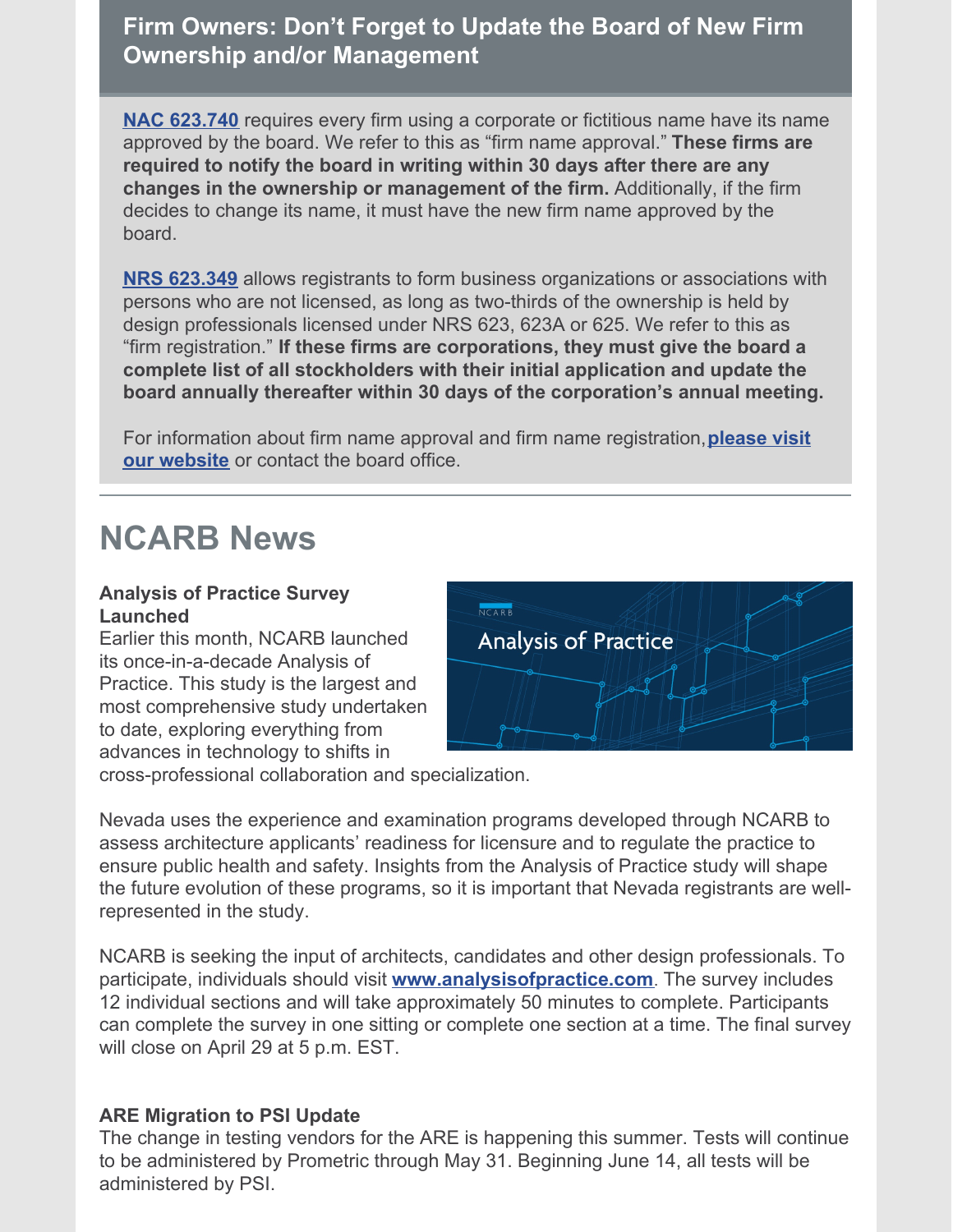## Firm Owners: Don't Forget to Update the Board of New Firm Ownership and/or Management

**NAC 623.740** requires every firm using a corporate or fictitious name have its name approved by the board. We refer to this as "firm name approval." **These firms are required to notify the board in writing within 30 days after there are any changes in the ownership or management of the firm.** Additionally, if the firm decides to change its name, it must have the new firm name approved by the board.

**NRS 623.349** allows registrants to form business organizations or associations with persons who are not licensed, as long as two-thirds of the ownership is held by design professionals licensed under NRS 623, 623A or 625. We refer to this as "firm registration." **If these firms are corporations, they must give the board a complete list of all stockholders with their initial application and update the board annually thereafter within 30 days of the corporation's annual meeting.**

For information about firm name approval and firm name registration, **please visit our website** or contact the board office.

# NCARB News

### Analysis of Practice Survey Launched

Earlier this month, NCARB launched its once-in-a-decade Analysis of Practice. This study is the largest and most comprehensive study undertaken to date, exploring everything from advances in technology to shifts in cross-professional collaboration and specialization.

Nevada uses the experience and examination programs developed through NCARB to assess architecture applicants' readiness for licensure and to regulate the practice to ensure public health and safety. Insights from the Analysis of Practice study will shape the future evolution of these programs, so it is important that Nevada registrants are well-represented in the study.

NCARB is seeking the input of architects, candidates and other design professionals. To participate, individuals should visit **www.analysisofpractice.com**. The survey includes 12 individual sections and will take approximately 50 minutes to complete. Participants can complete the survey in one sitting or complete one section at a time. The final survey will close on April 29 at 5 p.m. EST.

### ARE Migration to PSI Update

The change in testing vendors for the ARE is happening this summer. Tests will continue to be administered by Prometric through May 31. Beginning June 14, all tests will be administered by PSI.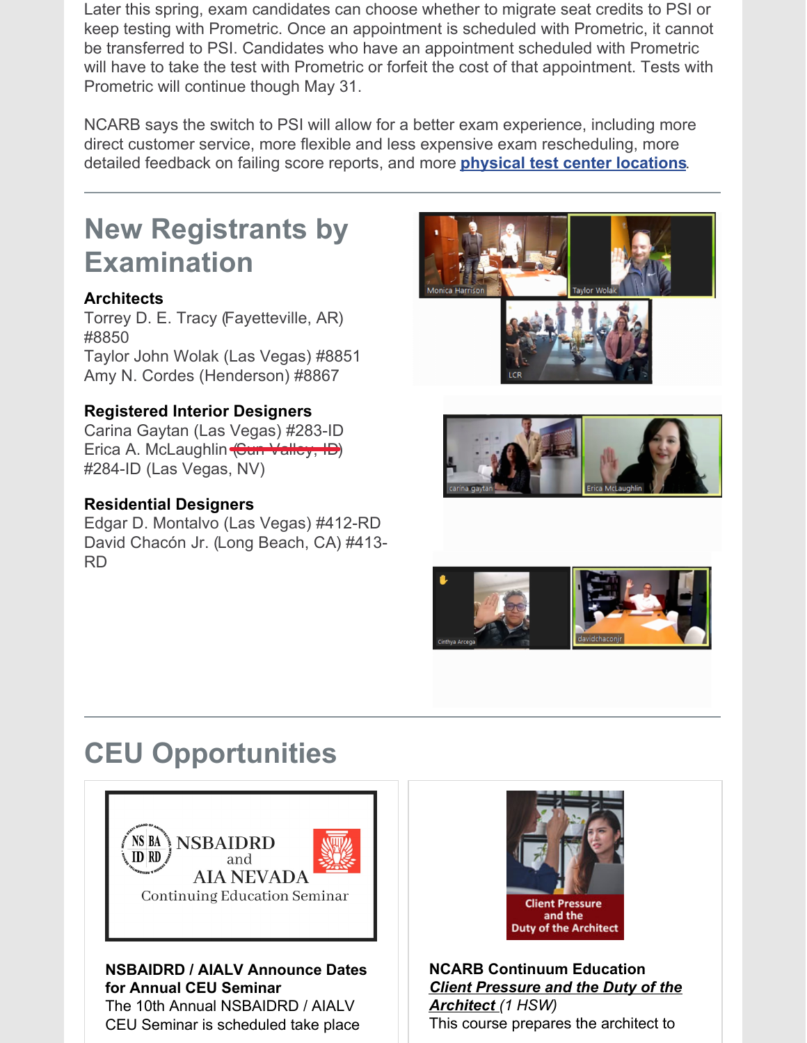Later this spring, exam candidates can choose whether to migrate seat credits to PSI or keep testing with Prometric. Once an appointment is scheduled with Prometric, it cannot be transferred to PSI. Candidates who have an appointment scheduled with Prometric will have to take the test with Prometric or forfeit the cost of that appointment. Tests with Prometric will continue though May 31.

NCARB says the switch to PSI will allow for a better exam experience, including more direct customer service, more flexible and less expensive exam rescheduling, more detailed feedback on failing score reports, and more **physical test center locations**.

## New Registrants by Examination

**Architects**

Torrey D. E. Tracy (Fayetteville, AR) #8850
Taylor John Wolak (Las Vegas) #8851
Amy N. Cordes (Henderson) #8867

**Registered Interior Designers**

Carina Gaytan (Las Vegas) #283-ID
Erica A. McLaughlin ~~(Sun Valley, ID)~~ #284-ID (Las Vegas, NV)

**Residential Designers**

Edgar D. Montalvo (Las Vegas) #412-RD
David Chacón Jr. (Long Beach, CA) #413-RD

## CEU Opportunities

NSBAIDRD and AIA NEVADA Continuing Education Seminar

**NSBAIDRD / AIALV Announce Dates for Annual CEU Seminar**
The 10th Annual NSBAIDRD / AIALV CEU Seminar is scheduled take place

Client Pressure and the Duty of the Architect

**NCARB Continuum Education**
***Client Pressure and the Duty of the Architect*** *(1 HSW)*
This course prepares the architect to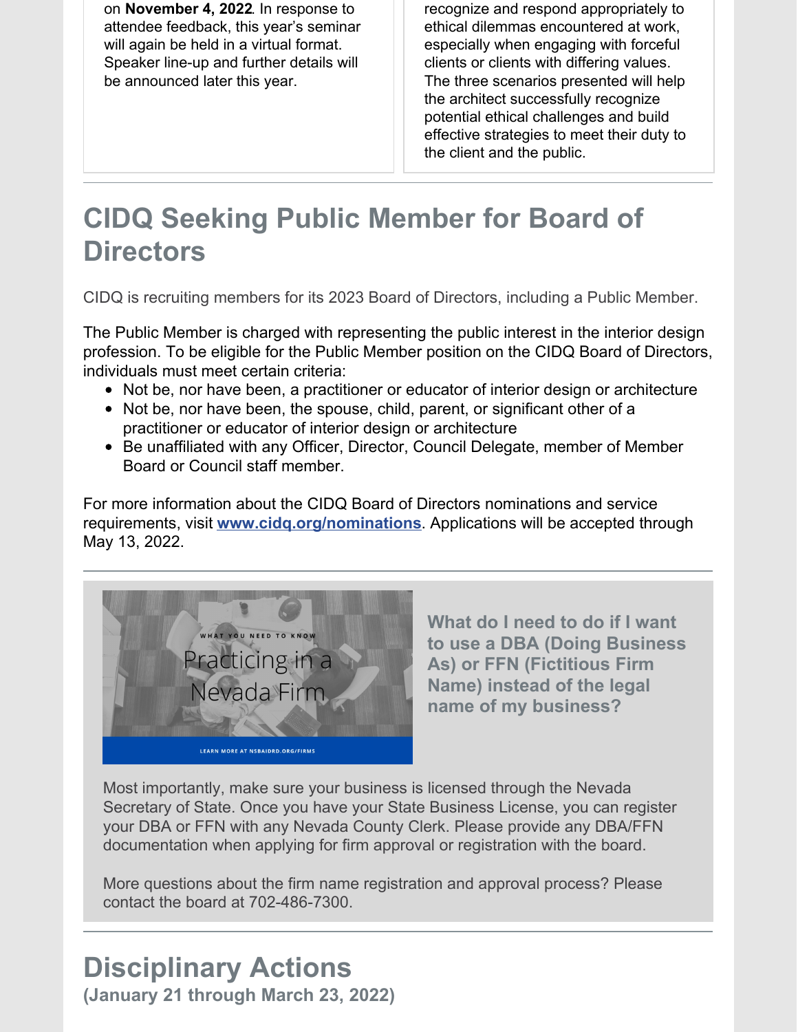on **November 4, 2022**. In response to attendee feedback, this year's seminar will again be held in a virtual format. Speaker line-up and further details will be announced later this year.

recognize and respond appropriately to ethical dilemmas encountered at work, especially when engaging with forceful clients or clients with differing values. The three scenarios presented will help the architect successfully recognize potential ethical challenges and build effective strategies to meet their duty to the client and the public.

## CIDQ Seeking Public Member for Board of Directors

CIDQ is recruiting members for its 2023 Board of Directors, including a Public Member.

The Public Member is charged with representing the public interest in the interior design profession. To be eligible for the Public Member position on the CIDQ Board of Directors, individuals must meet certain criteria:

- Not be, nor have been, a practitioner or educator of interior design or architecture
- Not be, nor have been, the spouse, child, parent, or significant other of a practitioner or educator of interior design or architecture
- Be unaffiliated with any Officer, Director, Council Delegate, member of Member Board or Council staff member.

For more information about the CIDQ Board of Directors nominations and service requirements, visit **[www.cidq.org/nominations](www.cidq.org/nominations)**. Applications will be accepted through May 13, 2022.

WHAT YOU NEED TO KNOW

Practicing in a Nevada Firm

LEARN MORE AT NSBAIDRD.ORG/FIRMS

### What do I need to do if I want to use a DBA (Doing Business As) or FFN (Fictitious Firm Name) instead of the legal name of my business?

Most importantly, make sure your business is licensed through the Nevada Secretary of State. Once you have your State Business License, you can register your DBA or FFN with any Nevada County Clerk. Please provide any DBA/FFN documentation when applying for firm approval or registration with the board.

More questions about the firm name registration and approval process? Please contact the board at 702-486-7300.

## Disciplinary Actions

**(January 21 through March 23, 2022)**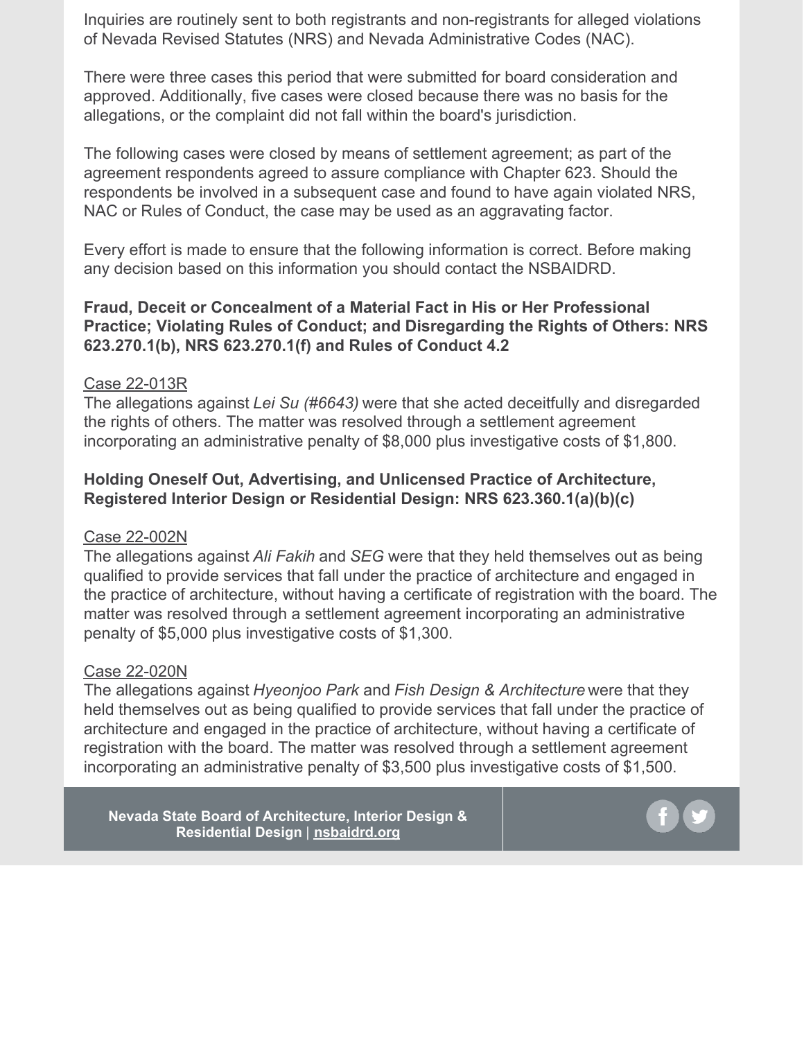Inquiries are routinely sent to both registrants and non-registrants for alleged violations of Nevada Revised Statutes (NRS) and Nevada Administrative Codes (NAC).

There were three cases this period that were submitted for board consideration and approved. Additionally, five cases were closed because there was no basis for the allegations, or the complaint did not fall within the board's jurisdiction.

The following cases were closed by means of settlement agreement; as part of the agreement respondents agreed to assure compliance with Chapter 623. Should the respondents be involved in a subsequent case and found to have again violated NRS, NAC or Rules of Conduct, the case may be used as an aggravating factor.

Every effort is made to ensure that the following information is correct. Before making any decision based on this information you should contact the NSBAIDRD.

**Fraud, Deceit or Concealment of a Material Fact in His or Her Professional Practice; Violating Rules of Conduct; and Disregarding the Rights of Others: NRS 623.270.1(b), NRS 623.270.1(f) and Rules of Conduct 4.2**

Case 22-013R
The allegations against *Lei Su (#6643)* were that she acted deceitfully and disregarded the rights of others. The matter was resolved through a settlement agreement incorporating an administrative penalty of $8,000 plus investigative costs of $1,800.

**Holding Oneself Out, Advertising, and Unlicensed Practice of Architecture, Registered Interior Design or Residential Design: NRS 623.360.1(a)(b)(c)**

Case 22-002N
The allegations against *Ali Fakih* and *SEG* were that they held themselves out as being qualified to provide services that fall under the practice of architecture and engaged in the practice of architecture, without having a certificate of registration with the board. The matter was resolved through a settlement agreement incorporating an administrative penalty of $5,000 plus investigative costs of $1,300.

Case 22-020N
The allegations against *Hyeonjoo Park* and *Fish Design & Architecture* were that they held themselves out as being qualified to provide services that fall under the practice of architecture and engaged in the practice of architecture, without having a certificate of registration with the board. The matter was resolved through a settlement agreement incorporating an administrative penalty of $3,500 plus investigative costs of $1,500.

**Nevada State Board of Architecture, Interior Design & Residential Design** | **nsbaidrd.org**